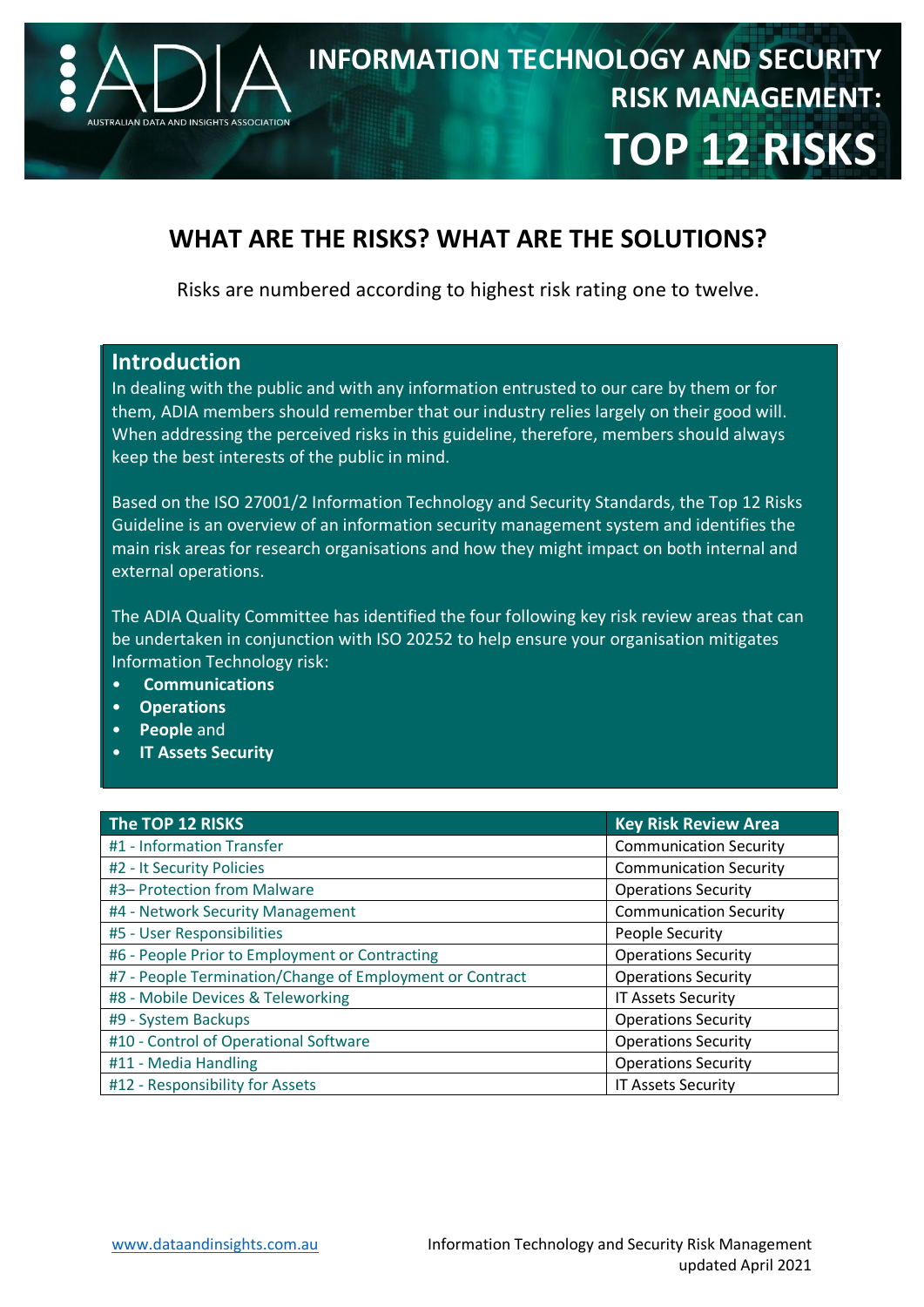# INFORMATION TECHNOLOGY AND SECURITY RISK MANAGEMENT: TOP 12 RISKS

## WHAT ARE THE RISKS? WHAT ARE THE SOLUTIONS?

Risks are numbered according to highest risk rating one to twelve.

### Introduction

In dealing with the public and with any information entrusted to our care by them or for them, ADIA members should remember that our industry relies largely on their good will. When addressing the perceived risks in this guideline, therefore, members should always keep the best interests of the public in mind.

Based on the ISO 27001/2 Information Technology and Security Standards, the Top 12 Risks Guideline is an overview of an information security management system and identifies the main risk areas for research organisations and how they might impact on both internal and external operations.

The ADIA Quality Committee has identified the four following key risk review areas that can be undertaken in conjunction with ISO 20252 to help ensure your organisation mitigates Information Technology risk:

- **Communications**
- **Operations**
- **People** and
- **IT Assets Security**

| The TOP 12 RISKS | Key Risk Review Area |
|---|---|
| #1 - Information Transfer | Communication Security |
| #2 - It Security Policies | Communication Security |
| #3– Protection from Malware | Operations Security |
| #4 - Network Security Management | Communication Security |
| #5 - User Responsibilities | People Security |
| #6 - People Prior to Employment or Contracting | Operations Security |
| #7 - People Termination/Change of Employment or Contract | Operations Security |
| #8 - Mobile Devices & Teleworking | IT Assets Security |
| #9 - System Backups | Operations Security |
| #10 - Control of Operational Software | Operations Security |
| #11 - Media Handling | Operations Security |
| #12 - Responsibility for Assets | IT Assets Security |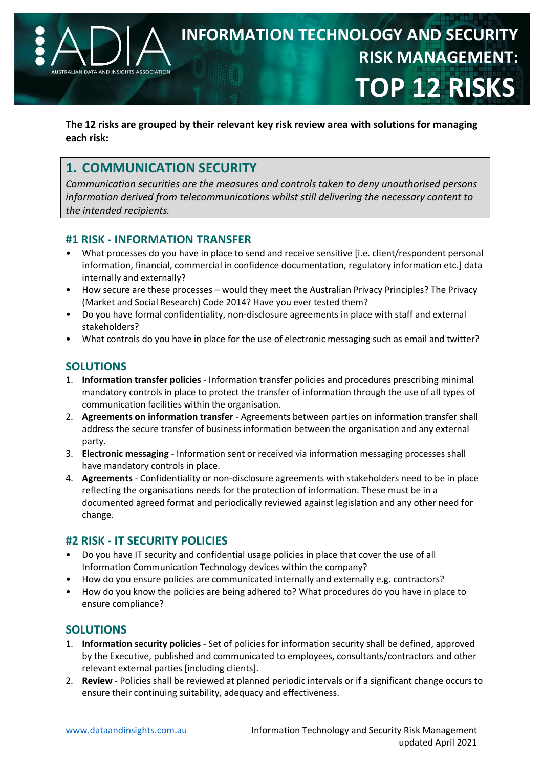# INFORMATION TECHNOLOGY AND SECURITY RISK MANAGEMENT: TOP 12 RISKS

**The 12 risks are grouped by their relevant key risk review area with solutions for managing each risk:**

## 1. COMMUNICATION SECURITY

*Communication securities are the measures and controls taken to deny unauthorised persons information derived from telecommunications whilst still delivering the necessary content to the intended recipients.*

### #1 RISK - INFORMATION TRANSFER

- What processes do you have in place to send and receive sensitive [i.e. client/respondent personal information, financial, commercial in confidence documentation, regulatory information etc.] data internally and externally?
- How secure are these processes – would they meet the Australian Privacy Principles? The Privacy (Market and Social Research) Code 2014? Have you ever tested them?
- Do you have formal confidentiality, non-disclosure agreements in place with staff and external stakeholders?
- What controls do you have in place for the use of electronic messaging such as email and twitter?

### SOLUTIONS

1. **Information transfer policies** - Information transfer policies and procedures prescribing minimal mandatory controls in place to protect the transfer of information through the use of all types of communication facilities within the organisation.
2. **Agreements on information transfer** - Agreements between parties on information transfer shall address the secure transfer of business information between the organisation and any external party.
3. **Electronic messaging** - Information sent or received via information messaging processes shall have mandatory controls in place.
4. **Agreements** - Confidentiality or non-disclosure agreements with stakeholders need to be in place reflecting the organisations needs for the protection of information. These must be in a documented agreed format and periodically reviewed against legislation and any other need for change.

### #2 RISK - IT SECURITY POLICIES

- Do you have IT security and confidential usage policies in place that cover the use of all Information Communication Technology devices within the company?
- How do you ensure policies are communicated internally and externally e.g. contractors?
- How do you know the policies are being adhered to? What procedures do you have in place to ensure compliance?

### SOLUTIONS

1. **Information security policies** - Set of policies for information security shall be defined, approved by the Executive, published and communicated to employees, consultants/contractors and other relevant external parties [including clients].
2. **Review** - Policies shall be reviewed at planned periodic intervals or if a significant change occurs to ensure their continuing suitability, adequacy and effectiveness.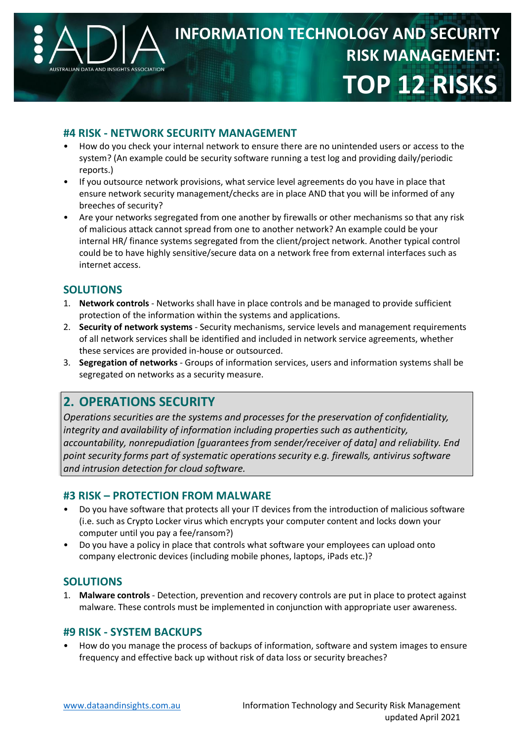### #4 RISK - NETWORK SECURITY MANAGEMENT

- How do you check your internal network to ensure there are no unintended users or access to the system? (An example could be security software running a test log and providing daily/periodic reports.)
- If you outsource network provisions, what service level agreements do you have in place that ensure network security management/checks are in place AND that you will be informed of any breeches of security?
- Are your networks segregated from one another by firewalls or other mechanisms so that any risk of malicious attack cannot spread from one to another network? An example could be your internal HR/ finance systems segregated from the client/project network. Another typical control could be to have highly sensitive/secure data on a network free from external interfaces such as internet access.

### SOLUTIONS

1. **Network controls** - Networks shall have in place controls and be managed to provide sufficient protection of the information within the systems and applications.
2. **Security of network systems** - Security mechanisms, service levels and management requirements of all network services shall be identified and included in network service agreements, whether these services are provided in-house or outsourced.
3. **Segregation of networks** - Groups of information services, users and information systems shall be segregated on networks as a security measure.

## 2. OPERATIONS SECURITY

*Operations securities are the systems and processes for the preservation of confidentiality, integrity and availability of information including properties such as authenticity, accountability, nonrepudiation [guarantees from sender/receiver of data] and reliability. End point security forms part of systematic operations security e.g. firewalls, antivirus software and intrusion detection for cloud software.*

### #3 RISK – PROTECTION FROM MALWARE

- Do you have software that protects all your IT devices from the introduction of malicious software (i.e. such as Crypto Locker virus which encrypts your computer content and locks down your computer until you pay a fee/ransom?)
- Do you have a policy in place that controls what software your employees can upload onto company electronic devices (including mobile phones, laptops, iPads etc.)?

### SOLUTIONS

1. **Malware controls** - Detection, prevention and recovery controls are put in place to protect against malware. These controls must be implemented in conjunction with appropriate user awareness.

### #9 RISK - SYSTEM BACKUPS

- How do you manage the process of backups of information, software and system images to ensure frequency and effective back up without risk of data loss or security breaches?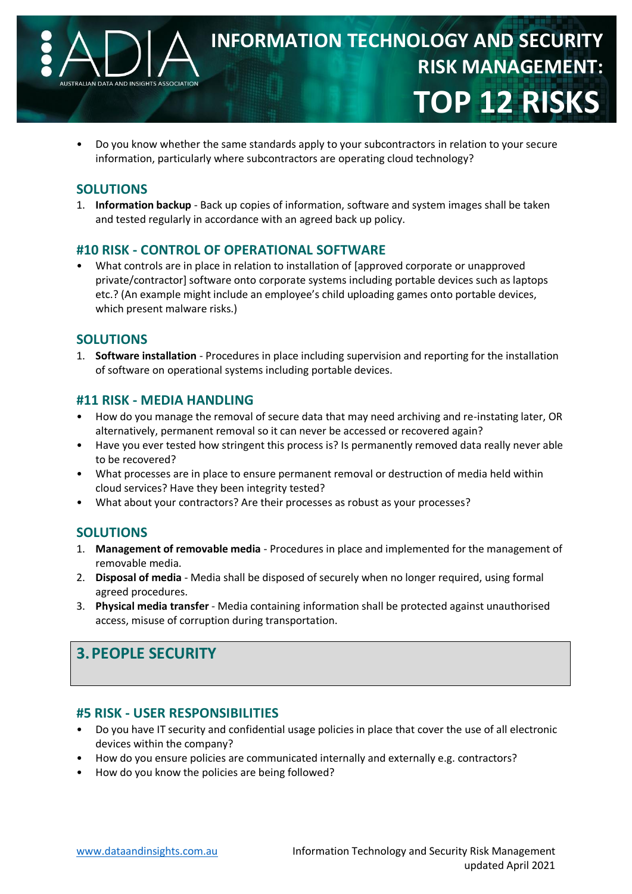- Do you know whether the same standards apply to your subcontractors in relation to your secure information, particularly where subcontractors are operating cloud technology?

## SOLUTIONS

1. **Information backup** - Back up copies of information, software and system images shall be taken and tested regularly in accordance with an agreed back up policy.

## #10 RISK - CONTROL OF OPERATIONAL SOFTWARE

- What controls are in place in relation to installation of [approved corporate or unapproved private/contractor] software onto corporate systems including portable devices such as laptops etc.? (An example might include an employee's child uploading games onto portable devices, which present malware risks.)

## SOLUTIONS

1. **Software installation** - Procedures in place including supervision and reporting for the installation of software on operational systems including portable devices.

## #11 RISK - MEDIA HANDLING

- How do you manage the removal of secure data that may need archiving and re-instating later, OR alternatively, permanent removal so it can never be accessed or recovered again?
- Have you ever tested how stringent this process is? Is permanently removed data really never able to be recovered?
- What processes are in place to ensure permanent removal or destruction of media held within cloud services? Have they been integrity tested?
- What about your contractors? Are their processes as robust as your processes?

## SOLUTIONS

1. **Management of removable media** - Procedures in place and implemented for the management of removable media.
2. **Disposal of media** - Media shall be disposed of securely when no longer required, using formal agreed procedures.
3. **Physical media transfer** - Media containing information shall be protected against unauthorised access, misuse of corruption during transportation.

# 3. PEOPLE SECURITY

## #5 RISK - USER RESPONSIBILITIES

- Do you have IT security and confidential usage policies in place that cover the use of all electronic devices within the company?
- How do you ensure policies are communicated internally and externally e.g. contractors?
- How do you know the policies are being followed?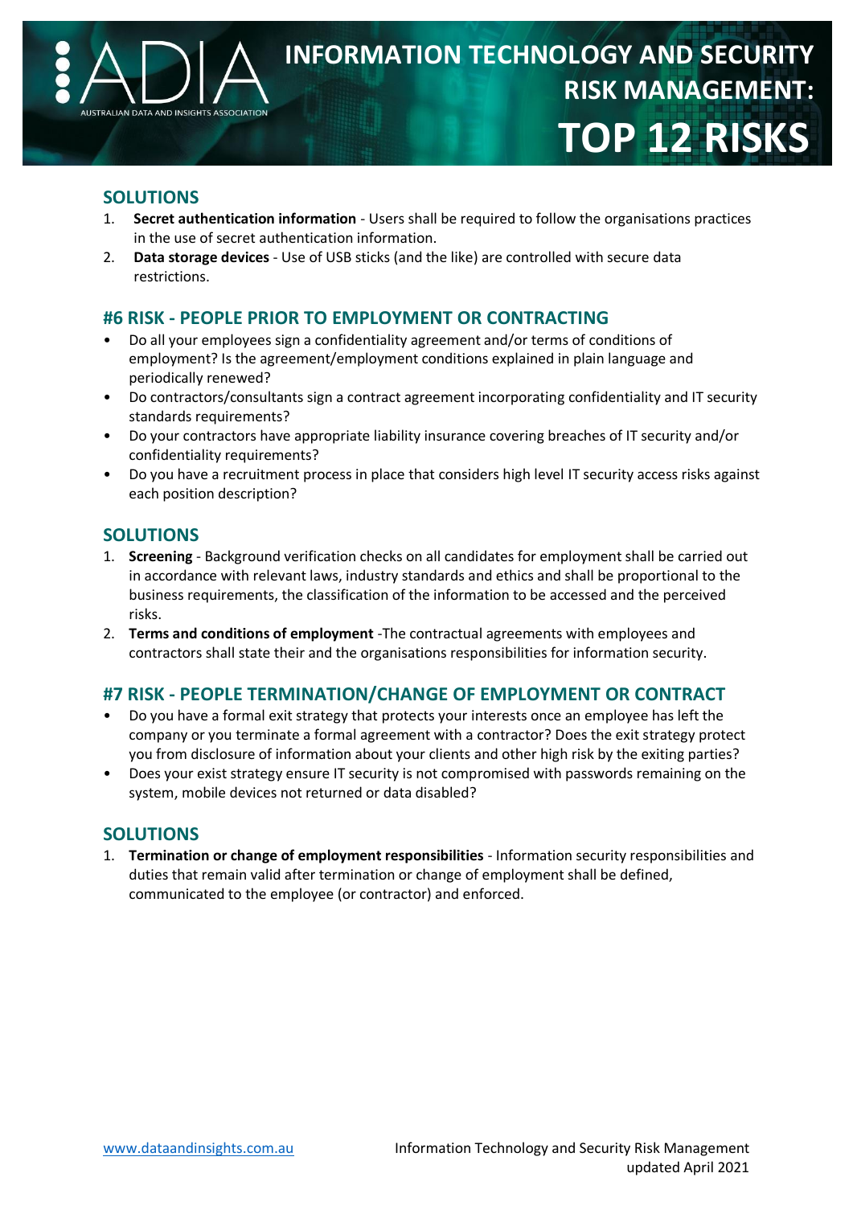## SOLUTIONS

1. **Secret authentication information** - Users shall be required to follow the organisations practices in the use of secret authentication information.
2. **Data storage devices** - Use of USB sticks (and the like) are controlled with secure data restrictions.

## #6 RISK - PEOPLE PRIOR TO EMPLOYMENT OR CONTRACTING

- Do all your employees sign a confidentiality agreement and/or terms of conditions of employment? Is the agreement/employment conditions explained in plain language and periodically renewed?
- Do contractors/consultants sign a contract agreement incorporating confidentiality and IT security standards requirements?
- Do your contractors have appropriate liability insurance covering breaches of IT security and/or confidentiality requirements?
- Do you have a recruitment process in place that considers high level IT security access risks against each position description?

## SOLUTIONS

1. **Screening** - Background verification checks on all candidates for employment shall be carried out in accordance with relevant laws, industry standards and ethics and shall be proportional to the business requirements, the classification of the information to be accessed and the perceived risks.
2. **Terms and conditions of employment** -The contractual agreements with employees and contractors shall state their and the organisations responsibilities for information security.

## #7 RISK - PEOPLE TERMINATION/CHANGE OF EMPLOYMENT OR CONTRACT

- Do you have a formal exit strategy that protects your interests once an employee has left the company or you terminate a formal agreement with a contractor? Does the exit strategy protect you from disclosure of information about your clients and other high risk by the exiting parties?
- Does your exist strategy ensure IT security is not compromised with passwords remaining on the system, mobile devices not returned or data disabled?

## SOLUTIONS

1. **Termination or change of employment responsibilities** - Information security responsibilities and duties that remain valid after termination or change of employment shall be defined, communicated to the employee (or contractor) and enforced.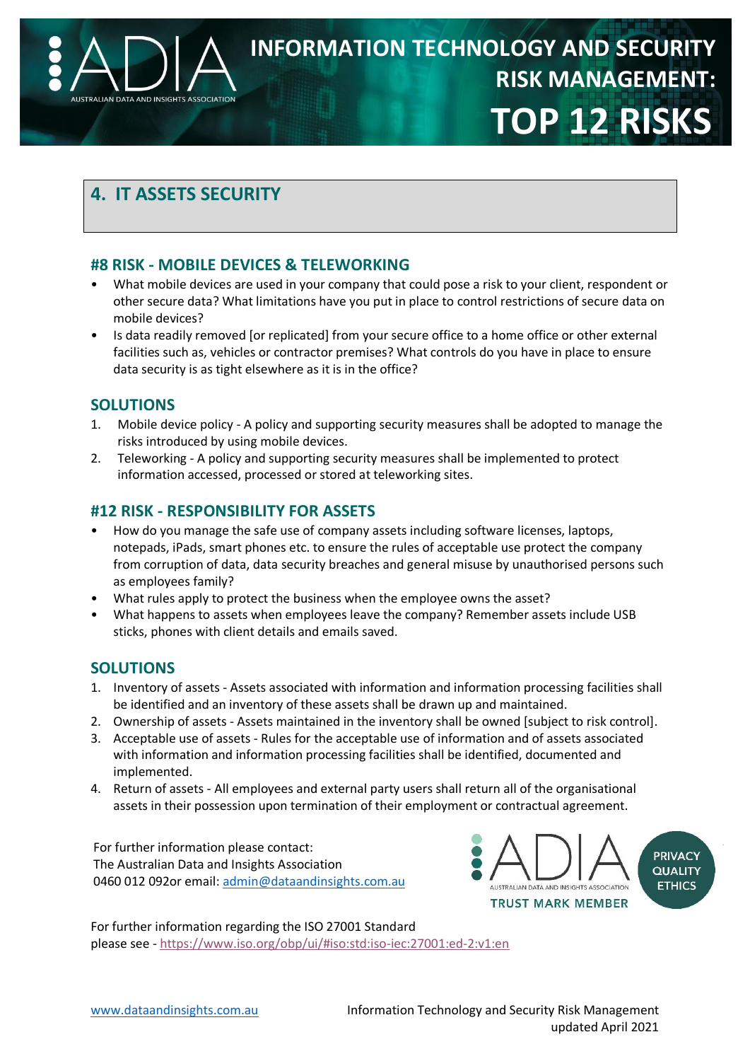# INFORMATION TECHNOLOGY AND SECURITY RISK MANAGEMENT: TOP 12 RISKS

## 4. IT ASSETS SECURITY

### #8 RISK - MOBILE DEVICES & TELEWORKING

- What mobile devices are used in your company that could pose a risk to your client, respondent or other secure data? What limitations have you put in place to control restrictions of secure data on mobile devices?
- Is data readily removed [or replicated] from your secure office to a home office or other external facilities such as, vehicles or contractor premises? What controls do you have in place to ensure data security is as tight elsewhere as it is in the office?

### SOLUTIONS

1. Mobile device policy - A policy and supporting security measures shall be adopted to manage the risks introduced by using mobile devices.
2. Teleworking - A policy and supporting security measures shall be implemented to protect information accessed, processed or stored at teleworking sites.

### #12 RISK - RESPONSIBILITY FOR ASSETS

- How do you manage the safe use of company assets including software licenses, laptops, notepads, iPads, smart phones etc. to ensure the rules of acceptable use protect the company from corruption of data, data security breaches and general misuse by unauthorised persons such as employees family?
- What rules apply to protect the business when the employee owns the asset?
- What happens to assets when employees leave the company? Remember assets include USB sticks, phones with client details and emails saved.

### SOLUTIONS

1. Inventory of assets - Assets associated with information and information processing facilities shall be identified and an inventory of these assets shall be drawn up and maintained.
2. Ownership of assets - Assets maintained in the inventory shall be owned [subject to risk control].
3. Acceptable use of assets - Rules for the acceptable use of information and of assets associated with information and information processing facilities shall be identified, documented and implemented.
4. Return of assets - All employees and external party users shall return all of the organisational assets in their possession upon termination of their employment or contractual agreement.

For further information please contact:
The Australian Data and Insights Association
0460 012 092or email: [admin@dataandinsights.com.au](mailto:admin@dataandinsights.com.au)

ADIA — AUSTRALIAN DATA AND INSIGHTS ASSOCIATION — TRUST MARK MEMBER — PRIVACY QUALITY ETHICS

For further information regarding the ISO 27001 Standard
please see - https://www.iso.org/obp/ui/#iso:std:iso-iec:27001:ed-2:v1:en

www.dataandinsights.com.au — Information Technology and Security Risk Management updated April 2021